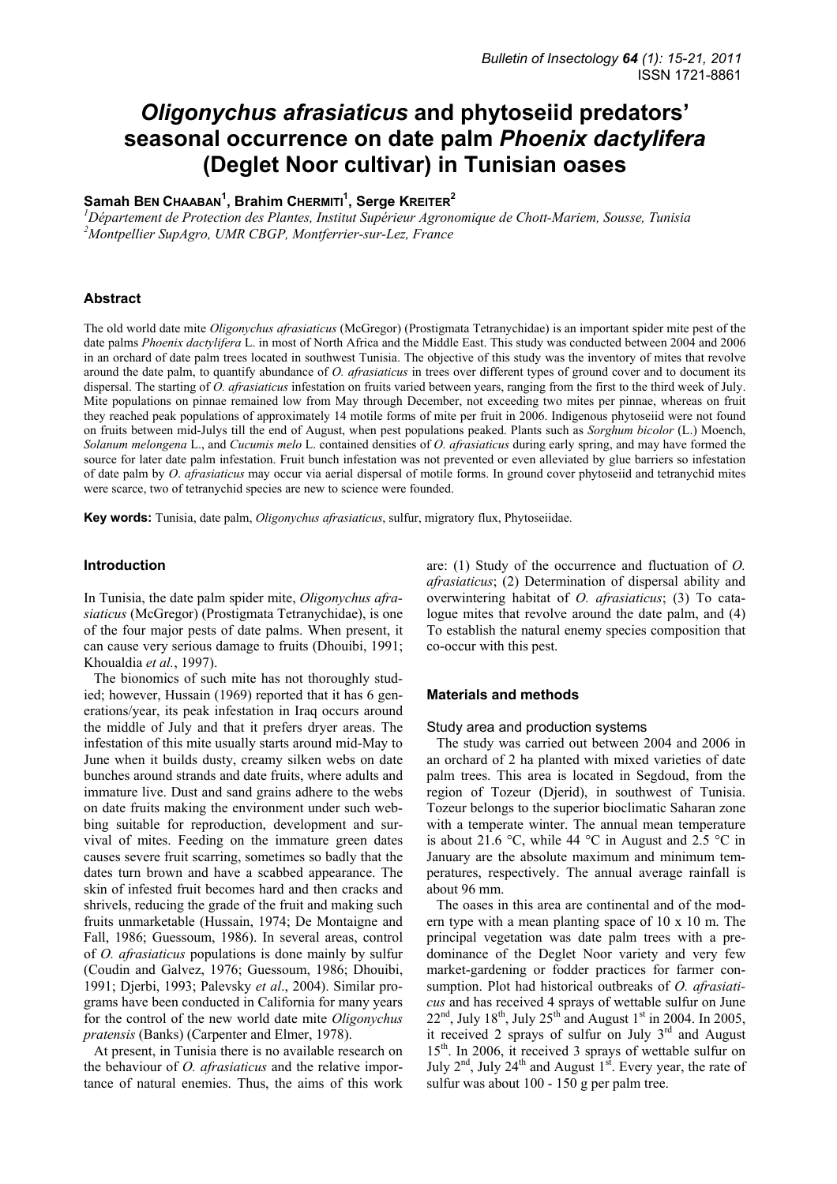# *Oligonychus afrasiaticus* and phytoseiid predators' seasonal occurrence on date palm *Phoenix dactylifera* (Deglet Noor cultivar) in Tunisian oases

**Samah Ben Chaaban[1], Brahim Chermiti[1], Serge Kreiter[2]**

[1]*Département de Protection des Plantes, Institut Supérieur Agronomique de Chott-Mariem, Sousse, Tunisia*
[2]*Montpellier SupAgro, UMR CBGP, Montferrier-sur-Lez, France*

### Abstract

The old world date mite *Oligonychus afrasiaticus* (McGregor) (Prostigmata Tetranychidae) is an important spider mite pest of the date palms *Phoenix dactylifera* L. in most of North Africa and the Middle East. This study was conducted between 2004 and 2006 in an orchard of date palm trees located in southwest Tunisia. The objective of this study was the inventory of mites that revolve around the date palm, to quantify abundance of *O. afrasiaticus* in trees over different types of ground cover and to document its dispersal. The starting of *O. afrasiaticus* infestation on fruits varied between years, ranging from the first to the third week of July. Mite populations on pinnae remained low from May through December, not exceeding two mites per pinnae, whereas on fruit they reached peak populations of approximately 14 motile forms of mite per fruit in 2006. Indigenous phytoseiid were not found on fruits between mid-Julys till the end of August, when pest populations peaked. Plants such as *Sorghum bicolor* (L.) Moench, *Solanum melongena* L., and *Cucumis melo* L. contained densities of *O. afrasiaticus* during early spring, and may have formed the source for later date palm infestation. Fruit bunch infestation was not prevented or even alleviated by glue barriers so infestation of date palm by *O. afrasiaticus* may occur via aerial dispersal of motile forms. In ground cover phytoseiid and tetranychid mites were scarce, two of tetranychid species are new to science were founded.

**Key words:** Tunisia, date palm, *Oligonychus afrasiaticus*, sulfur, migratory flux, Phytoseiidae.

### Introduction

In Tunisia, the date palm spider mite, *Oligonychus afrasiaticus* (McGregor) (Prostigmata Tetranychidae), is one of the four major pests of date palms. When present, it can cause very serious damage to fruits (Dhouibi, 1991; Khoualdia *et al.*, 1997).

The bionomics of such mite has not thoroughly studied; however, Hussain (1969) reported that it has 6 generations/year, its peak infestation in Iraq occurs around the middle of July and that it prefers dryer areas. The infestation of this mite usually starts around mid-May to June when it builds dusty, creamy silken webs on date bunches around strands and date fruits, where adults and immature live. Dust and sand grains adhere to the webs on date fruits making the environment under such webbing suitable for reproduction, development and survival of mites. Feeding on the immature green dates causes severe fruit scarring, sometimes so badly that the dates turn brown and have a scabbed appearance. The skin of infested fruit becomes hard and then cracks and shrivels, reducing the grade of the fruit and making such fruits unmarketable (Hussain, 1974; De Montaigne and Fall, 1986; Guessoum, 1986). In several areas, control of *O. afrasiaticus* populations is done mainly by sulfur (Coudin and Galvez, 1976; Guessoum, 1986; Dhouibi, 1991; Djerbi, 1993; Palevsky *et al*., 2004). Similar programs have been conducted in California for many years for the control of the new world date mite *Oligonychus pratensis* (Banks) (Carpenter and Elmer, 1978).

At present, in Tunisia there is no available research on the behaviour of *O. afrasiaticus* and the relative importance of natural enemies. Thus, the aims of this work are: (1) Study of the occurrence and fluctuation of *O. afrasiaticus*; (2) Determination of dispersal ability and overwintering habitat of *O. afrasiaticus*; (3) To catalogue mites that revolve around the date palm, and (4) To establish the natural enemy species composition that co-occur with this pest.

### Materials and methods

#### Study area and production systems

The study was carried out between 2004 and 2006 in an orchard of 2 ha planted with mixed varieties of date palm trees. This area is located in Segdoud, from the region of Tozeur (Djerid), in southwest of Tunisia. Tozeur belongs to the superior bioclimatic Saharan zone with a temperate winter. The annual mean temperature is about 21.6 °C, while 44 °C in August and 2.5 °C in January are the absolute maximum and minimum temperatures, respectively. The annual average rainfall is about 96 mm.

The oases in this area are continental and of the modern type with a mean planting space of 10 x 10 m. The principal vegetation was date palm trees with a predominance of the Deglet Noor variety and very few market-gardening or fodder practices for farmer consumption. Plot had historical outbreaks of *O. afrasiaticus* and has received 4 sprays of wettable sulfur on June 22nd, July 18th, July 25th and August 1st in 2004. In 2005, it received 2 sprays of sulfur on July 3rd and August 15th. In 2006, it received 3 sprays of wettable sulfur on July 2nd, July 24th and August 1st. Every year, the rate of sulfur was about 100 - 150 g per palm tree.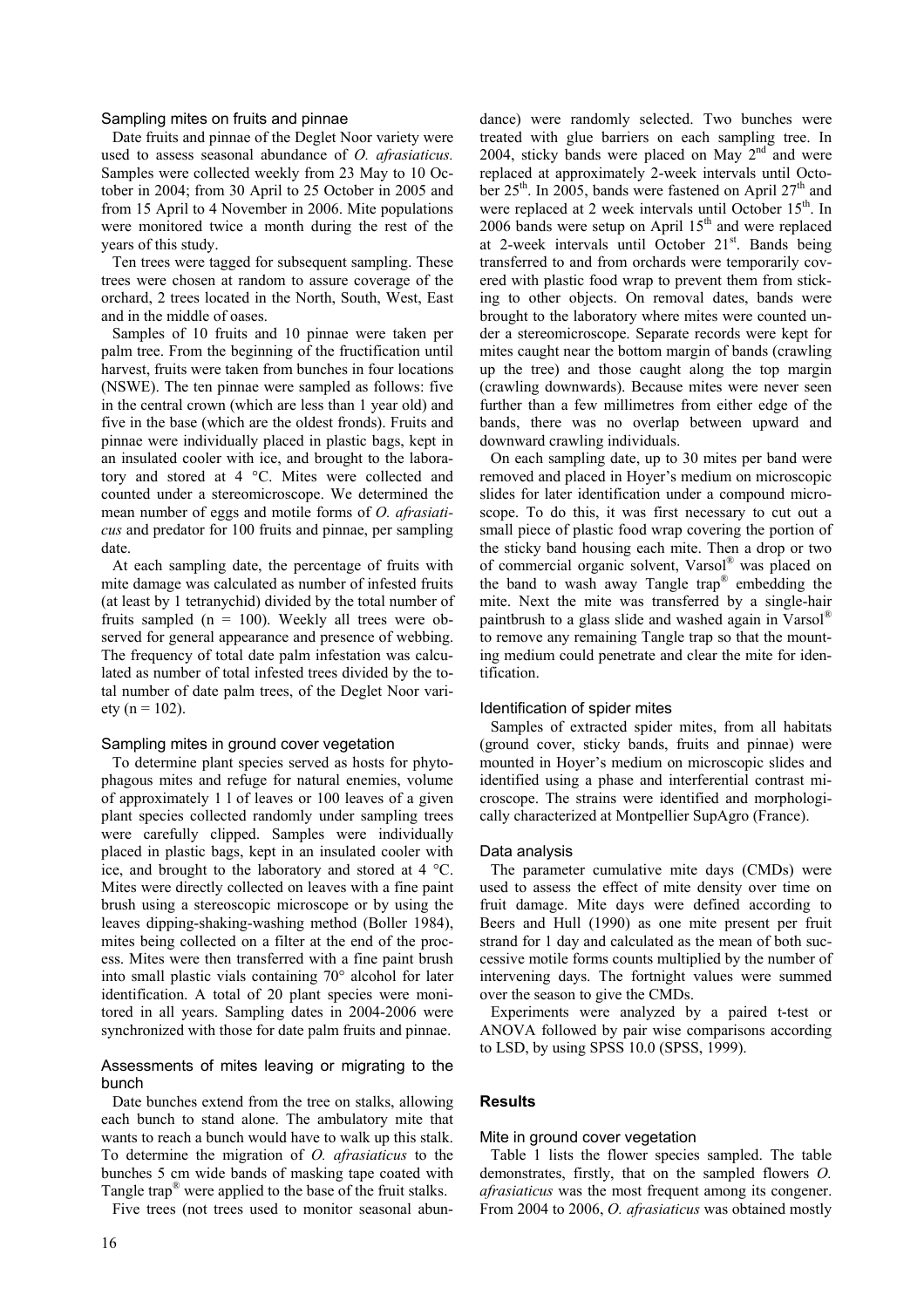### Sampling mites on fruits and pinnae

Date fruits and pinnae of the Deglet Noor variety were used to assess seasonal abundance of *O. afrasiaticus.* Samples were collected weekly from 23 May to 10 October in 2004; from 30 April to 25 October in 2005 and from 15 April to 4 November in 2006. Mite populations were monitored twice a month during the rest of the years of this study.

Ten trees were tagged for subsequent sampling. These trees were chosen at random to assure coverage of the orchard, 2 trees located in the North, South, West, East and in the middle of oases.

Samples of 10 fruits and 10 pinnae were taken per palm tree. From the beginning of the fructification until harvest, fruits were taken from bunches in four locations (NSWE). The ten pinnae were sampled as follows: five in the central crown (which are less than 1 year old) and five in the base (which are the oldest fronds). Fruits and pinnae were individually placed in plastic bags, kept in an insulated cooler with ice, and brought to the laboratory and stored at 4 °C. Mites were collected and counted under a stereomicroscope. We determined the mean number of eggs and motile forms of *O. afrasiaticus* and predator for 100 fruits and pinnae, per sampling date.

At each sampling date, the percentage of fruits with mite damage was calculated as number of infested fruits (at least by 1 tetranychid) divided by the total number of fruits sampled ($n = 100$). Weekly all trees were observed for general appearance and presence of webbing. The frequency of total date palm infestation was calculated as number of total infested trees divided by the total number of date palm trees, of the Deglet Noor variety ($n = 102$).

### Sampling mites in ground cover vegetation

To determine plant species served as hosts for phytophagous mites and refuge for natural enemies, volume of approximately 1 l of leaves or 100 leaves of a given plant species collected randomly under sampling trees were carefully clipped. Samples were individually placed in plastic bags, kept in an insulated cooler with ice, and brought to the laboratory and stored at 4 °C. Mites were directly collected on leaves with a fine paint brush using a stereoscopic microscope or by using the leaves dipping-shaking-washing method (Boller 1984), mites being collected on a filter at the end of the process. Mites were then transferred with a fine paint brush into small plastic vials containing 70° alcohol for later identification. A total of 20 plant species were monitored in all years. Sampling dates in 2004-2006 were synchronized with those for date palm fruits and pinnae.

### Assessments of mites leaving or migrating to the bunch

Date bunches extend from the tree on stalks, allowing each bunch to stand alone. The ambulatory mite that wants to reach a bunch would have to walk up this stalk. To determine the migration of *O. afrasiaticus* to the bunches 5 cm wide bands of masking tape coated with Tangle trap® were applied to the base of the fruit stalks.

Five trees (not trees used to monitor seasonal abundance) were randomly selected. Two bunches were treated with glue barriers on each sampling tree. In 2004, sticky bands were placed on May 2nd and were replaced at approximately 2-week intervals until October 25th. In 2005, bands were fastened on April 27th and were replaced at 2 week intervals until October 15th. In 2006 bands were setup on April 15th and were replaced at 2-week intervals until October 21st. Bands being transferred to and from orchards were temporarily covered with plastic food wrap to prevent them from sticking to other objects. On removal dates, bands were brought to the laboratory where mites were counted under a stereomicroscope. Separate records were kept for mites caught near the bottom margin of bands (crawling up the tree) and those caught along the top margin (crawling downwards). Because mites were never seen further than a few millimetres from either edge of the bands, there was no overlap between upward and downward crawling individuals.

On each sampling date, up to 30 mites per band were removed and placed in Hoyer's medium on microscopic slides for later identification under a compound microscope. To do this, it was first necessary to cut out a small piece of plastic food wrap covering the portion of the sticky band housing each mite. Then a drop or two of commercial organic solvent, Varsol® was placed on the band to wash away Tangle trap® embedding the mite. Next the mite was transferred by a single-hair paintbrush to a glass slide and washed again in Varsol® to remove any remaining Tangle trap so that the mounting medium could penetrate and clear the mite for identification.

### Identification of spider mites

Samples of extracted spider mites, from all habitats (ground cover, sticky bands, fruits and pinnae) were mounted in Hoyer's medium on microscopic slides and identified using a phase and interferential contrast microscope. The strains were identified and morphologically characterized at Montpellier SupAgro (France).

### Data analysis

The parameter cumulative mite days (CMDs) were used to assess the effect of mite density over time on fruit damage. Mite days were defined according to Beers and Hull (1990) as one mite present per fruit strand for 1 day and calculated as the mean of both successive motile forms counts multiplied by the number of intervening days. The fortnight values were summed over the season to give the CMDs.

Experiments were analyzed by a paired t-test or ANOVA followed by pair wise comparisons according to LSD, by using SPSS 10.0 (SPSS, 1999).

## Results

### Mite in ground cover vegetation

Table 1 lists the flower species sampled. The table demonstrates, firstly, that on the sampled flowers *O. afrasiaticus* was the most frequent among its congener. From 2004 to 2006, *O. afrasiaticus* was obtained mostly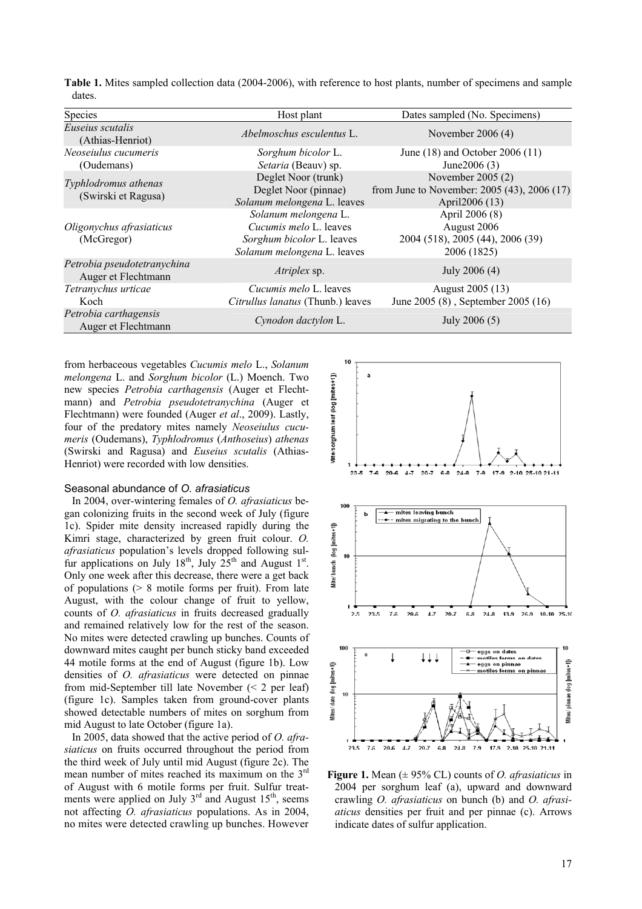**Table 1.** Mites sampled collection data (2004-2006), with reference to host plants, number of specimens and sample dates.

| Species | Host plant | Dates sampled (No. Specimens) |
|---|---|---|
| *Euseius scutalis* (Athias-Henriot) | *Abelmoschus esculentus* L. | November 2006 (4) |
| *Neoseiulus cucumeris* (Oudemans) | *Sorghum bicolor* L. | June (18) and October 2006 (11) |
| | *Setaria* (Beauv) sp. | June2006 (3) |
| *Typhlodromus athenas* (Swirski et Ragusa) | Deglet Noor (trunk) | November 2005 (2) |
| | Deglet Noor (pinnae) | from June to November: 2005 (43), 2006 (17) |
| | *Solanum melongena* L. leaves | April2006 (13) |
| *Oligonychus afrasiaticus* (McGregor) | *Solanum melongena* L. | April 2006 (8) |
| | *Cucumis melo* L. leaves | August 2006 |
| | *Sorghum bicolor* L. leaves | 2004 (518), 2005 (44), 2006 (39) |
| | *Solanum melongena* L. leaves | 2006 (1825) |
| *Petrobia pseudotetranychina* Auger et Flechtmann | *Atriplex* sp. | July 2006 (4) |
| *Tetranychus urticae* Koch | *Cucumis melo* L. leaves | August 2005 (13) |
| | *Citrullus lanatus* (Thunb.) leaves | June 2005 (8) , September 2005 (16) |
| *Petrobia carthagensis* Auger et Flechtmann | *Cynodon dactylon* L. | July 2006 (5) |

from herbaceous vegetables *Cucumis melo* L., *Solanum melongena* L. and *Sorghum bicolor* (L.) Moench. Two new species *Petrobia carthagensis* (Auger et Flechtmann) and *Petrobia pseudotetranychina* (Auger et Flechtmann) were founded (Auger *et al*., 2009). Lastly, four of the predatory mites namely *Neoseiulus cucumeris* (Oudemans), *Typhlodromus* (*Anthoseius*) *athenas* (Swirski and Ragusa) and *Euseius scutalis* (Athias-Henriot) were recorded with low densities.

### Seasonal abundance of *O. afrasiaticus*

In 2004, over-wintering females of *O. afrasiaticus* began colonizing fruits in the second week of July (figure 1c). Spider mite density increased rapidly during the Kimri stage, characterized by green fruit colour. *O. afrasiaticus* population's levels dropped following sulfur applications on July 18[th], July 25[th] and August 1[st]. Only one week after this decrease, there were a get back of populations (> 8 motile forms per fruit). From late August, with the colour change of fruit to yellow, counts of *O. afrasiaticus* in fruits decreased gradually and remained relatively low for the rest of the season. No mites were detected crawling up bunches. Counts of downward mites caught per bunch sticky band exceeded 44 motile forms at the end of August (figure 1b). Low densities of *O. afrasiaticus* were detected on pinnae from mid-September till late November (< 2 per leaf) (figure 1c). Samples taken from ground-cover plants showed detectable numbers of mites on sorghum from mid August to late October (figure 1a).

In 2005, data showed that the active period of *O. afrasiaticus* on fruits occurred throughout the period from the third week of July until mid August (figure 2c). The mean number of mites reached its maximum on the 3[rd] of August with 6 motile forms per fruit. Sulfur treatments were applied on July 3[rd] and August 15[th], seems not affecting *O. afrasiaticus* populations. As in 2004, no mites were detected crawling up bunches. However

**Figure 1.** Mean (± 95% CL) counts of *O. afrasiaticus* in 2004 per sorghum leaf (a), upward and downward crawling *O. afrasiaticus* on bunch (b) and *O. afrasiaticus* densities per fruit and per pinnae (c). Arrows indicate dates of sulfur application.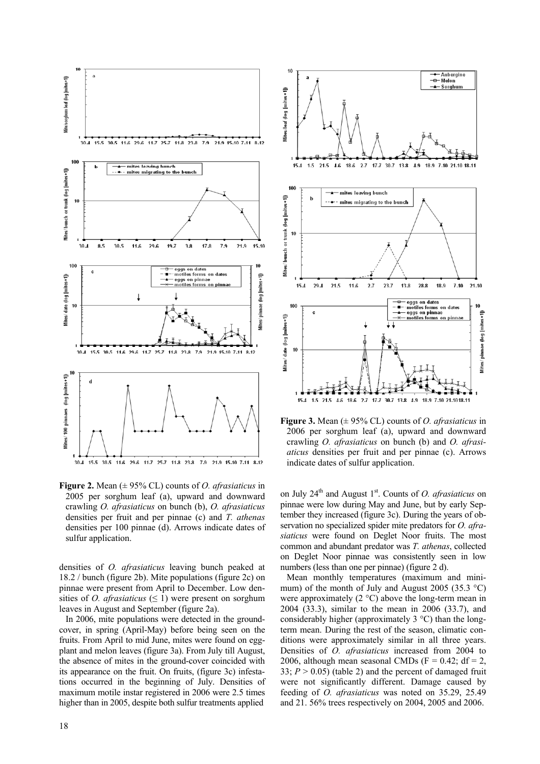**Figure 2.** Mean (± 95% CL) counts of *O. afrasiaticus* in 2005 per sorghum leaf (a), upward and downward crawling *O. afrasiaticus* on bunch (b), *O. afrasiaticus* densities per fruit and per pinnae (c) and *T. athenas* densities per 100 pinnae (d). Arrows indicate dates of sulfur application.

**Figure 3.** Mean (± 95% CL) counts of *O. afrasiaticus* in 2006 per sorghum leaf (a), upward and downward crawling *O. afrasiaticus* on bunch (b) and *O. afrasiaticus* densities per fruit and per pinnae (c). Arrows indicate dates of sulfur application.

densities of *O. afrasiaticus* leaving bunch peaked at 18.2 / bunch (figure 2b). Mite populations (figure 2c) on pinnae were present from April to December. Low densities of *O. afrasiaticus* ($\leq 1$) were present on sorghum leaves in August and September (figure 2a).

In 2006, mite populations were detected in the ground-cover, in spring (April-May) before being seen on the fruits. From April to mid June, mites were found on eggplant and melon leaves (figure 3a). From July till August, the absence of mites in the ground-cover coincided with its appearance on the fruit. On fruits, (figure 3c) infestations occurred in the beginning of July. Densities of maximum motile instar registered in 2006 were 2.5 times higher than in 2005, despite both sulfur treatments applied on July 24[th] and August 1[st]. Counts of *O. afrasiaticus* on pinnae were low during May and June, but by early September they increased (figure 3c). During the years of observation no specialized spider mite predators for *O. afrasiaticus* were found on Deglet Noor fruits. The most common and abundant predator was *T. athenas*, collected on Deglet Noor pinnae was consistently seen in low numbers (less than one per pinnae) (figure 2 d).

Mean monthly temperatures (maximum and minimum) of the month of July and August 2005 (35.3 °C) were approximately (2 °C) above the long-term mean in 2004 (33.3), similar to the mean in 2006 (33.7), and considerably higher (approximately 3 °C) than the long-term mean. During the rest of the season, climatic conditions were approximately similar in all three years. Densities of *O. afrasiaticus* increased from 2004 to 2006, although mean seasonal CMDs ($F = 0.42$; $df = 2, 33$; $P > 0.05$) (table 2) and the percent of damaged fruit were not significantly different. Damage caused by feeding of *O. afrasiaticus* was noted on 35.29, 25.49 and 21. 56% trees respectively on 2004, 2005 and 2006.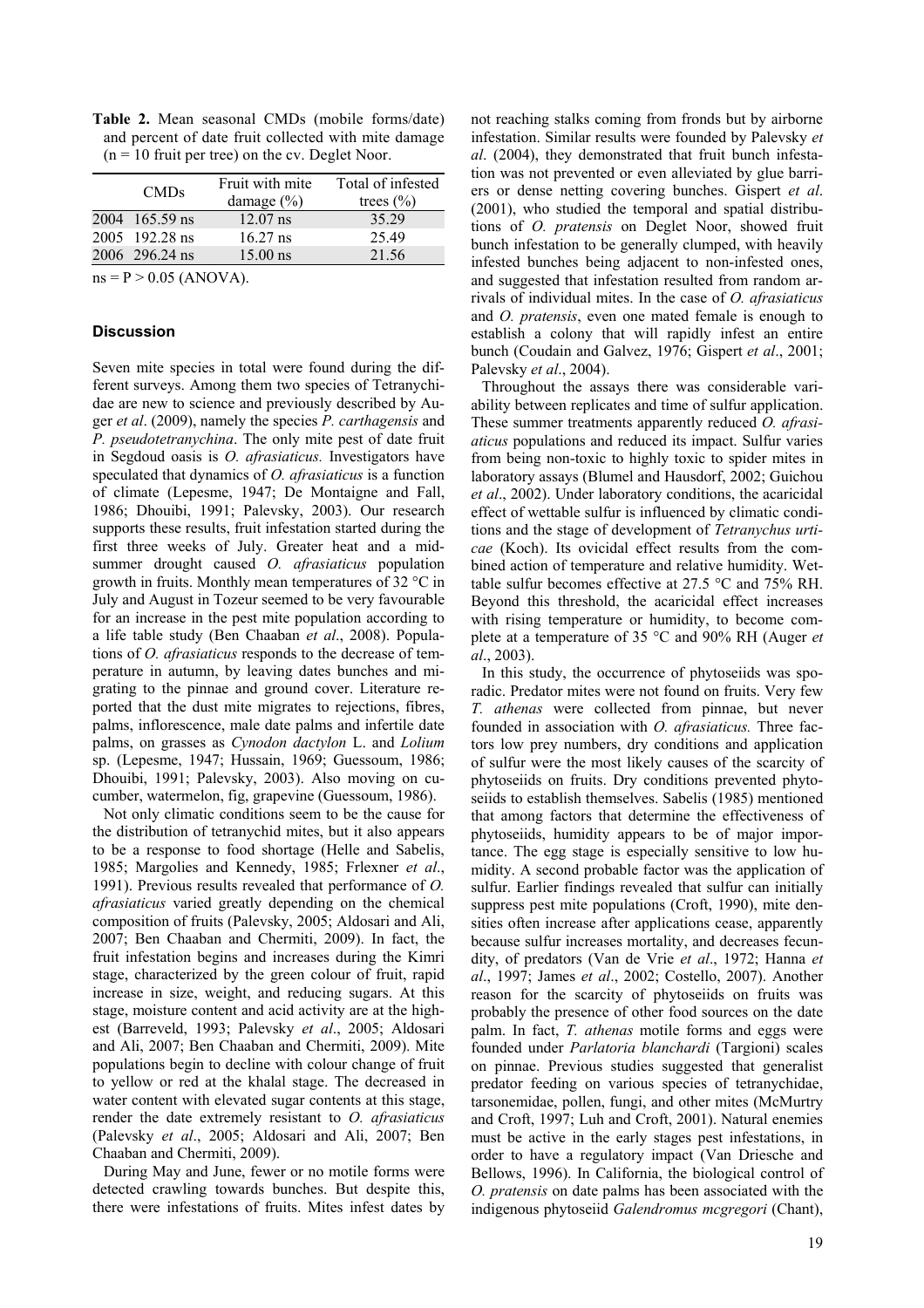**Table 2.** Mean seasonal CMDs (mobile forms/date) and percent of date fruit collected with mite damage (n = 10 fruit per tree) on the cv. Deglet Noor.

| | CMDs | Fruit with mite damage (%) | Total of infested trees (%) |
|---|---|---|---|
| 2004 | 165.59 ns | 12.07 ns | 35.29 |
| 2005 | 192.28 ns | 16.27 ns | 25.49 |
| 2006 | 296.24 ns | 15.00 ns | 21.56 |

ns = P > 0.05 (ANOVA).

## Discussion

Seven mite species in total were found during the different surveys. Among them two species of Tetranychidae are new to science and previously described by Auger *et al*. (2009), namely the species *P. carthagensis* and *P. pseudotetranychina*. The only mite pest of date fruit in Segdoud oasis is *O. afrasiaticus.* Investigators have speculated that dynamics of *O. afrasiaticus* is a function of climate (Lepesme, 1947; De Montaigne and Fall, 1986; Dhouibi, 1991; Palevsky, 2003). Our research supports these results, fruit infestation started during the first three weeks of July. Greater heat and a midsummer drought caused *O. afrasiaticus* population growth in fruits. Monthly mean temperatures of 32 °C in July and August in Tozeur seemed to be very favourable for an increase in the pest mite population according to a life table study (Ben Chaaban *et al*., 2008). Populations of *O. afrasiaticus* responds to the decrease of temperature in autumn, by leaving dates bunches and migrating to the pinnae and ground cover. Literature reported that the dust mite migrates to rejections, fibres, palms, inflorescence, male date palms and infertile date palms, on grasses as *Cynodon dactylon* L. and *Lolium* sp. (Lepesme, 1947; Hussain, 1969; Guessoum, 1986; Dhouibi, 1991; Palevsky, 2003). Also moving on cucumber, watermelon, fig, grapevine (Guessoum, 1986).

Not only climatic conditions seem to be the cause for the distribution of tetranychid mites, but it also appears to be a response to food shortage (Helle and Sabelis, 1985; Margolies and Kennedy, 1985; Frlexner *et al*., 1991). Previous results revealed that performance of *O. afrasiaticus* varied greatly depending on the chemical composition of fruits (Palevsky, 2005; Aldosari and Ali, 2007; Ben Chaaban and Chermiti, 2009). In fact, the fruit infestation begins and increases during the Kimri stage, characterized by the green colour of fruit, rapid increase in size, weight, and reducing sugars. At this stage, moisture content and acid activity are at the highest (Barreveld, 1993; Palevsky *et al*., 2005; Aldosari and Ali, 2007; Ben Chaaban and Chermiti, 2009). Mite populations begin to decline with colour change of fruit to yellow or red at the khalal stage. The decreased in water content with elevated sugar contents at this stage, render the date extremely resistant to *O. afrasiaticus* (Palevsky *et al*., 2005; Aldosari and Ali, 2007; Ben Chaaban and Chermiti, 2009).

During May and June, fewer or no motile forms were detected crawling towards bunches. But despite this, there were infestations of fruits. Mites infest dates by not reaching stalks coming from fronds but by airborne infestation. Similar results were founded by Palevsky *et al*. (2004), they demonstrated that fruit bunch infestation was not prevented or even alleviated by glue barriers or dense netting covering bunches. Gispert *et al*. (2001), who studied the temporal and spatial distributions of *O. pratensis* on Deglet Noor, showed fruit bunch infestation to be generally clumped, with heavily infested bunches being adjacent to non-infested ones, and suggested that infestation resulted from random arrivals of individual mites. In the case of *O. afrasiaticus* and *O. pratensis*, even one mated female is enough to establish a colony that will rapidly infest an entire bunch (Coudain and Galvez, 1976; Gispert *et al*., 2001; Palevsky *et al*., 2004).

Throughout the assays there was considerable variability between replicates and time of sulfur application. These summer treatments apparently reduced *O. afrasiaticus* populations and reduced its impact. Sulfur varies from being non-toxic to highly toxic to spider mites in laboratory assays (Blumel and Hausdorf, 2002; Guichou *et al*., 2002). Under laboratory conditions, the acaricidal effect of wettable sulfur is influenced by climatic conditions and the stage of development of *Tetranychus urticae* (Koch). Its ovicidal effect results from the combined action of temperature and relative humidity. Wettable sulfur becomes effective at 27.5 °C and 75% RH. Beyond this threshold, the acaricidal effect increases with rising temperature or humidity, to become complete at a temperature of 35 °C and 90% RH (Auger *et al*., 2003).

In this study, the occurrence of phytoseiids was sporadic. Predator mites were not found on fruits. Very few *T. athenas* were collected from pinnae, but never founded in association with *O. afrasiaticus.* Three factors low prey numbers, dry conditions and application of sulfur were the most likely causes of the scarcity of phytoseiids on fruits. Dry conditions prevented phytoseiids to establish themselves. Sabelis (1985) mentioned that among factors that determine the effectiveness of phytoseiids, humidity appears to be of major importance. The egg stage is especially sensitive to low humidity. A second probable factor was the application of sulfur. Earlier findings revealed that sulfur can initially suppress pest mite populations (Croft, 1990), mite densities often increase after applications cease, apparently because sulfur increases mortality, and decreases fecundity, of predators (Van de Vrie *et al*., 1972; Hanna *et al*., 1997; James *et al*., 2002; Costello, 2007). Another reason for the scarcity of phytoseiids on fruits was probably the presence of other food sources on the date palm. In fact, *T. athenas* motile forms and eggs were founded under *Parlatoria blanchardi* (Targioni) scales on pinnae. Previous studies suggested that generalist predator feeding on various species of tetranychidae, tarsonemidae, pollen, fungi, and other mites (McMurtry and Croft, 1997; Luh and Croft, 2001). Natural enemies must be active in the early stages pest infestations, in order to have a regulatory impact (Van Driesche and Bellows, 1996). In California, the biological control of *O. pratensis* on date palms has been associated with the indigenous phytoseiid *Galendromus mcgregori* (Chant),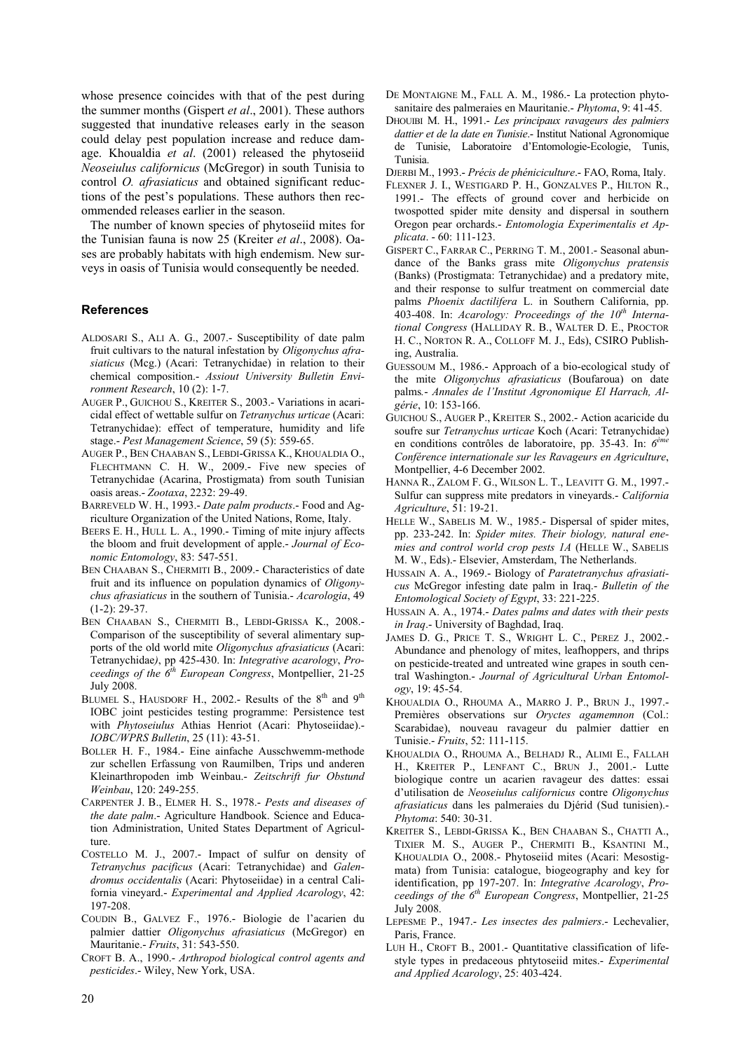whose presence coincides with that of the pest during the summer months (Gispert *et al*., 2001). These authors suggested that inundative releases early in the season could delay pest population increase and reduce damage. Khoualdia *et al*. (2001) released the phytoseiid *Neoseiulus californicus* (McGregor) in south Tunisia to control *O. afrasiaticus* and obtained significant reductions of the pest's populations. These authors then recommended releases earlier in the season.

The number of known species of phytoseiid mites for the Tunisian fauna is now 25 (Kreiter *et al*., 2008). Oases are probably habitats with high endemism. New surveys in oasis of Tunisia would consequently be needed.

## References

ALDOSARI S., ALI A. G., 2007.- Susceptibility of date palm fruit cultivars to the natural infestation by *Oligonychus afrasiaticus* (Mcg.) (Acari: Tetranychidae) in relation to their chemical composition.- *Assiout University Bulletin Environment Research*, 10 (2): 1-7.

AUGER P., GUICHOU S., KREITER S., 2003.- Variations in acaricidal effect of wettable sulfur on *Tetranychus urticae* (Acari: Tetranychidae): effect of temperature, humidity and life stage.- *Pest Management Science*, 59 (5): 559-65.

AUGER P., BEN CHAABAN S., LEBDI-GRISSA K., KHOUALDIA O., FLECHTMANN C. H. W., 2009.- Five new species of Tetranychidae (Acarina, Prostigmata) from south Tunisian oasis areas.- *Zootaxa*, 2232: 29-49.

BARREVELD W. H., 1993.- *Date palm products*.- Food and Agriculture Organization of the United Nations, Rome, Italy.

BEERS E. H., HULL L. A., 1990.- Timing of mite injury affects the bloom and fruit development of apple.- *Journal of Economic Entomology*, 83: 547-551.

BEN CHAABAN S., CHERMITI B., 2009.- Characteristics of date fruit and its influence on population dynamics of *Oligonychus afrasiaticus* in the southern of Tunisia.- *Acarologia*, 49 (1-2): 29-37.

BEN CHAABAN S., CHERMITI B., LEBDI-GRISSA K., 2008.- Comparison of the susceptibility of several alimentary supports of the old world mite *Oligonychus afrasiaticus* (Acari: Tetranychidae*)*, pp 425-430. In: *Integrative acarology*, *Proceedings of the 6[th] European Congress*, Montpellier, 21-25 July 2008.

BLUMEL S., HAUSDORF H., 2002.- Results of the 8[th] and 9[th] IOBC joint pesticides testing programme: Persistence test with *Phytoseiulus* Athias Henriot (Acari: Phytoseiidae).- *IOBC/WPRS Bulletin*, 25 (11): 43-51.

BOLLER H. F., 1984.- Eine ainfache Ausschwemm-methode zur schellen Erfassung von Raumilben, Trips und anderen Kleinarthropoden imb Weinbau.- *Zeitschrift fur Obstund Weinbau*, 120: 249-255.

CARPENTER J. B., ELMER H. S., 1978.- *Pests and diseases of the date palm*.- Agriculture Handbook. Science and Education Administration, United States Department of Agriculture.

COSTELLO M. J., 2007.- Impact of sulfur on density of *Tetranychus pacificus* (Acari: Tetranychidae) and *Galendromus occidentalis* (Acari: Phytoseiidae) in a central California vineyard.- *Experimental and Applied Acarology*, 42: 197-208.

COUDIN B., GALVEZ F., 1976.- Biologie de l'acarien du palmier dattier *Oligonychus afrasiaticus* (McGregor) en Mauritanie.- *Fruits*, 31: 543-550.

CROFT B. A., 1990.- *Arthropod biological control agents and pesticides*.- Wiley, New York, USA.

DE MONTAIGNE M., FALL A. M., 1986.- La protection phytosanitaire des palmeraies en Mauritanie.- *Phytoma*, 9: 41-45.

DHOUIBI M. H., 1991.- *Les principaux ravageurs des palmiers dattier et de la date en Tunisie*.- Institut National Agronomique de Tunisie, Laboratoire d'Entomologie-Ecologie, Tunis, Tunisia.

DJERBI M., 1993.- *Précis de phéniciculture*.- FAO, Roma, Italy.

FLEXNER J. I., WESTIGARD P. H., GONZALVES P., HILTON R., 1991.- The effects of ground cover and herbicide on twospotted spider mite density and dispersal in southern Oregon pear orchards.- *Entomologia Experimentalis et Applicata*. - 60: 111-123.

GISPERT C., FARRAR C., PERRING T. M., 2001.- Seasonal abundance of the Banks grass mite *Oligonychus pratensis* (Banks) (Prostigmata: Tetranychidae) and a predatory mite, and their response to sulfur treatment on commercial date palms *Phoenix dactilifera* L. in Southern California, pp. 403-408. In: *Acarology: Proceedings of the 10[th] International Congress* (HALLIDAY R. B., WALTER D. E., PROCTOR H. C., NORTON R. A., COLLOFF M. J., Eds), CSIRO Publishing, Australia.

GUESSOUM M., 1986.- Approach of a bio-ecological study of the mite *Oligonychus afrasiaticus* (Boufaroua) on date palms*.*- *Annales de l'Institut Agronomique El Harrach, Algérie*, 10: 153-166.

GUICHOU S., AUGER P., KREITER S., 2002.- Action acaricide du soufre sur *Tetranychus urticae* Koch (Acari: Tetranychidae) en conditions contrôles de laboratoire, pp. 35-43. In: *6[ème] Conférence internationale sur les Ravageurs en Agriculture*, Montpellier, 4-6 December 2002.

HANNA R., ZALOM F. G., WILSON L. T., LEAVITT G. M., 1997.- Sulfur can suppress mite predators in vineyards.- *California Agriculture*, 51: 19-21.

HELLE W., SABELIS M. W., 1985.- Dispersal of spider mites, pp. 233-242. In: *Spider mites. Their biology, natural enemies and control world crop pests 1A* (HELLE W., SABELIS M. W., Eds).- Elsevier, Amsterdam, The Netherlands.

HUSSAIN A. A., 1969.- Biology of *Paratetranychus afrasiaticus* McGregor infesting date palm in Iraq.- *Bulletin of the Entomological Society of Egypt*, 33: 221-225.

HUSSAIN A. A., 1974.- *Dates palms and dates with their pests in Iraq*.- University of Baghdad, Iraq.

JAMES D. G., PRICE T. S., WRIGHT L. C., PEREZ J., 2002.- Abundance and phenology of mites, leafhoppers, and thrips on pesticide-treated and untreated wine grapes in south central Washington.- *Journal of Agricultural Urban Entomology*, 19: 45-54.

KHOUALDIA O., RHOUMA A., MARRO J. P., BRUN J., 1997.- Premières observations sur *Oryctes agamemnon* (Col.: Scarabidae), nouveau ravageur du palmier dattier en Tunisie.- *Fruits*, 52: 111-115.

KHOUALDIA O., RHOUMA A., BELHADJ R., ALIMI E., FALLAH H., KREITER P., LENFANT C., BRUN J., 2001.- Lutte biologique contre un acarien ravageur des dattes: essai d'utilisation de *Neoseiulus californicus* contre *Oligonychus afrasiaticus* dans les palmeraies du Djérid (Sud tunisien).- *Phytoma*: 540: 30-31.

KREITER S., LEBDI-GRISSA K., BEN CHAABAN S., CHATTI A., TIXIER M. S., AUGER P., CHERMITI B., KSANTINI M., KHOUALDIA O., 2008.- Phytoseiid mites (Acari: Mesostigmata) from Tunisia: catalogue, biogeography and key for identification, pp 197-207. In: *Integrative Acarology*, *Proceedings of the 6[th] European Congress*, Montpellier, 21-25 July 2008.

LEPESME P., 1947.- *Les insectes des palmiers*.- Lechevalier, Paris, France.

LUH H., CROFT B., 2001.- Quantitative classification of lifestyle types in predaceous phtytoseiid mites.- *Experimental and Applied Acarology*, 25: 403-424.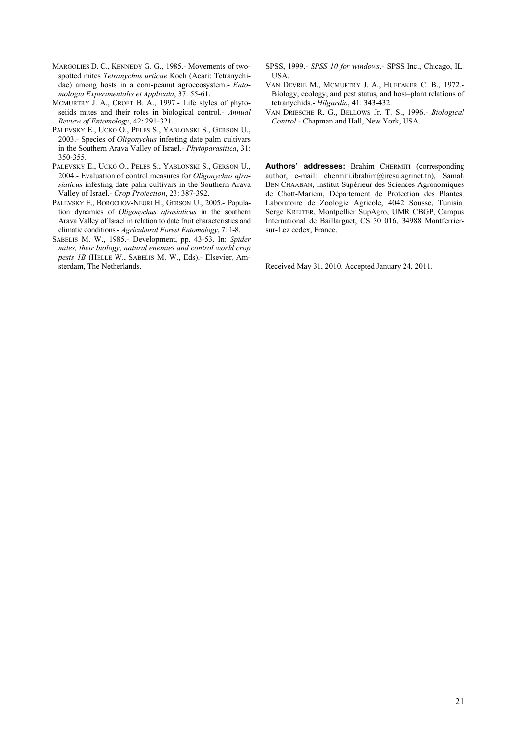MARGOLIES D. C., KENNEDY G. G., 1985.- Movements of twospotted mites *Tetranychus urticae* Koch (Acari: Tetranychidae) among hosts in a corn-peanut agroecosystem.- *Entomologia Experimentalis et Applicata*, 37: 55-61.

MCMURTRY J. A., CROFT B. A., 1997.- Life styles of phytoseiids mites and their roles in biological control.- *Annual Review of Entomology*, 42: 291-321.

PALEVSKY E., UCKO O., PELES S., YABLONSKI S., GERSON U., 2003.- Species of *Oligonychus* infesting date palm cultivars in the Southern Arava Valley of Israel.- *Phytoparasitica*, 31: 350-355.

PALEVSKY E., UCKO O., PELES S., YABLONSKI S., GERSON U., 2004.- Evaluation of control measures for *Oligonychus afrasiaticus* infesting date palm cultivars in the Southern Arava Valley of Israel.- *Crop Protection*, 23: 387-392.

PALEVSKY E., BOROCHOV-NEORI H., GERSON U., 2005.- Population dynamics of *Oligonychus afrasiaticus* in the southern Arava Valley of Israel in relation to date fruit characteristics and climatic conditions.- *Agricultural Forest Entomology*, 7: 1-8.

SABELIS M. W., 1985.- Development, pp. 43-53. In: *Spider mites, their biology, natural enemies and control world crop pests 1B* (HELLE W., SABELIS M. W., Eds).- Elsevier, Amsterdam, The Netherlands.

SPSS, 1999.- *SPSS 10 for windows*.- SPSS Inc., Chicago, IL, USA.

VAN DEVRIE M., MCMURTRY J. A., HUFFAKER C. B., 1972.- Biology, ecology, and pest status, and host–plant relations of tetranychids.- *Hilgardia*, 41: 343-432.

VAN DRIESCHE R. G., BELLOWS Jr. T. S., 1996.- *Biological Control*.- Chapman and Hall, New York, USA.

**Authors' addresses:** Brahim CHERMITI (corresponding author, e-mail: chermiti.ibrahim@iresa.agrinet.tn), Samah BEN CHAABAN, Institut Supérieur des Sciences Agronomiques de Chott-Mariem, Département de Protection des Plantes, Laboratoire de Zoologie Agricole, 4042 Sousse, Tunisia; Serge KREITER, Montpellier SupAgro, UMR CBGP, Campus International de Baillarguet, CS 30 016, 34988 Montferrier-sur-Lez cedex, France.

Received May 31, 2010. Accepted January 24, 2011.